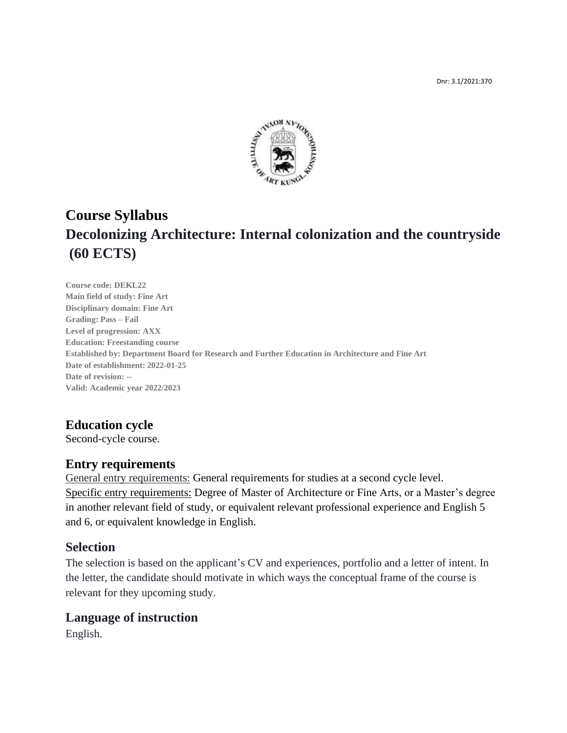Dnr: 3.1/2021:370

# Course Syllabus
# Decolonizing Architecture: Internal colonization and the countryside (60 ECTS)

**Course code: DEKL22**
**Main field of study: Fine Art**
**Disciplinary domain: Fine Art**
**Grading: Pass – Fail**
**Level of progression: AXX**
**Education: Freestanding course**
**Established by: Department Board for Research and Further Education in Architecture and Fine Art**
**Date of establishment: 2022-01-25**
**Date of revision: --**
**Valid: Academic year 2022/2023**

## Education cycle

Second-cycle course.

## Entry requirements

General entry requirements: General requirements for studies at a second cycle level.
Specific entry requirements: Degree of Master of Architecture or Fine Arts, or a Master's degree in another relevant field of study, or equivalent relevant professional experience and English 5 and 6, or equivalent knowledge in English.

## Selection

The selection is based on the applicant's CV and experiences, portfolio and a letter of intent. In the letter, the candidate should motivate in which ways the conceptual frame of the course is relevant for they upcoming study.

## Language of instruction

English.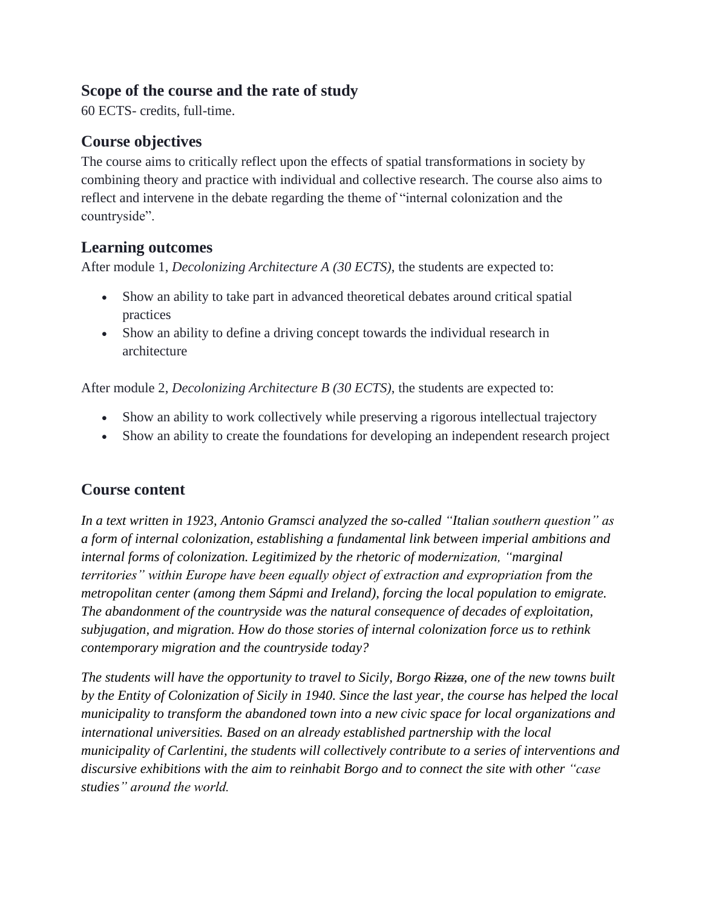## Scope of the course and the rate of study

60 ECTS- credits, full-time.

## Course objectives

The course aims to critically reflect upon the effects of spatial transformations in society by combining theory and practice with individual and collective research. The course also aims to reflect and intervene in the debate regarding the theme of "internal colonization and the countryside".

## Learning outcomes

After module 1, *Decolonizing Architecture A (30 ECTS)*, the students are expected to:

- Show an ability to take part in advanced theoretical debates around critical spatial practices
- Show an ability to define a driving concept towards the individual research in architecture

After module 2, *Decolonizing Architecture B (30 ECTS)*, the students are expected to:

- Show an ability to work collectively while preserving a rigorous intellectual trajectory
- Show an ability to create the foundations for developing an independent research project

## Course content

*In a text written in 1923, Antonio Gramsci analyzed the so-called "Italian southern question" as a form of internal colonization, establishing a fundamental link between imperial ambitions and internal forms of colonization. Legitimized by the rhetoric of modernization, "marginal territories" within Europe have been equally object of extraction and expropriation from the metropolitan center (among them Sápmi and Ireland), forcing the local population to emigrate. The abandonment of the countryside was the natural consequence of decades of exploitation, subjugation, and migration. How do those stories of internal colonization force us to rethink contemporary migration and the countryside today?*

*The students will have the opportunity to travel to Sicily, Borgo ~~Rizza~~, one of the new towns built by the Entity of Colonization of Sicily in 1940. Since the last year, the course has helped the local municipality to transform the abandoned town into a new civic space for local organizations and international universities. Based on an already established partnership with the local municipality of Carlentini, the students will collectively contribute to a series of interventions and discursive exhibitions with the aim to reinhabit Borgo and to connect the site with other "case studies" around the world.*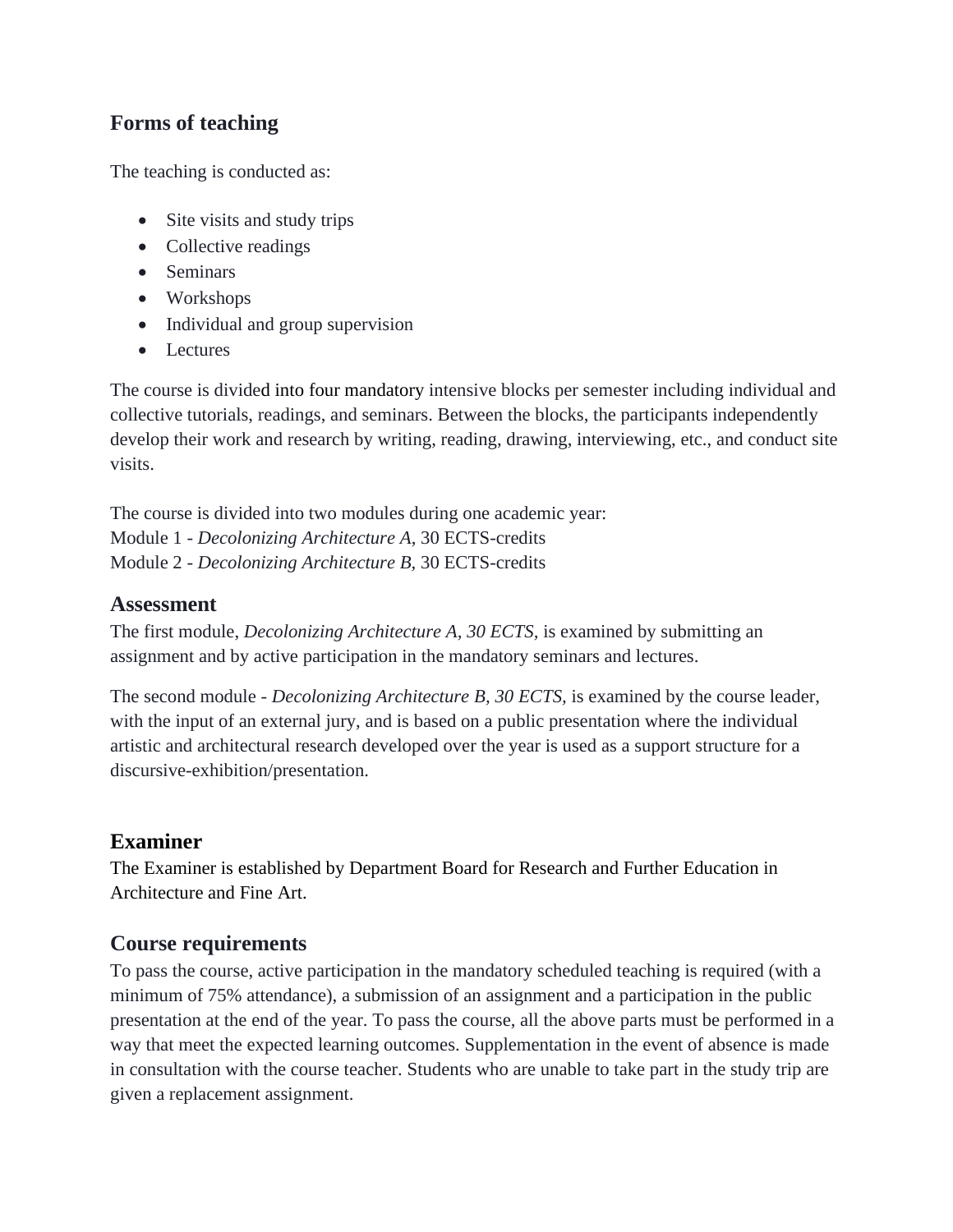## Forms of teaching

The teaching is conducted as:

- Site visits and study trips
- Collective readings
- Seminars
- Workshops
- Individual and group supervision
- Lectures

The course is divided into four mandatory intensive blocks per semester including individual and collective tutorials, readings, and seminars. Between the blocks, the participants independently develop their work and research by writing, reading, drawing, interviewing, etc., and conduct site visits.

The course is divided into two modules during one academic year:
Module 1 - *Decolonizing Architecture A*, 30 ECTS-credits
Module 2 - *Decolonizing Architecture B,* 30 ECTS-credits

## Assessment

The first module, *Decolonizing Architecture A, 30 ECTS,* is examined by submitting an assignment and by active participation in the mandatory seminars and lectures.

The second module - *Decolonizing Architecture B, 30 ECTS,* is examined by the course leader, with the input of an external jury, and is based on a public presentation where the individual artistic and architectural research developed over the year is used as a support structure for a discursive-exhibition/presentation.

## Examiner

The Examiner is established by Department Board for Research and Further Education in Architecture and Fine Art.

## Course requirements

To pass the course, active participation in the mandatory scheduled teaching is required (with a minimum of 75% attendance), a submission of an assignment and a participation in the public presentation at the end of the year. To pass the course, all the above parts must be performed in a way that meet the expected learning outcomes. Supplementation in the event of absence is made in consultation with the course teacher. Students who are unable to take part in the study trip are given a replacement assignment.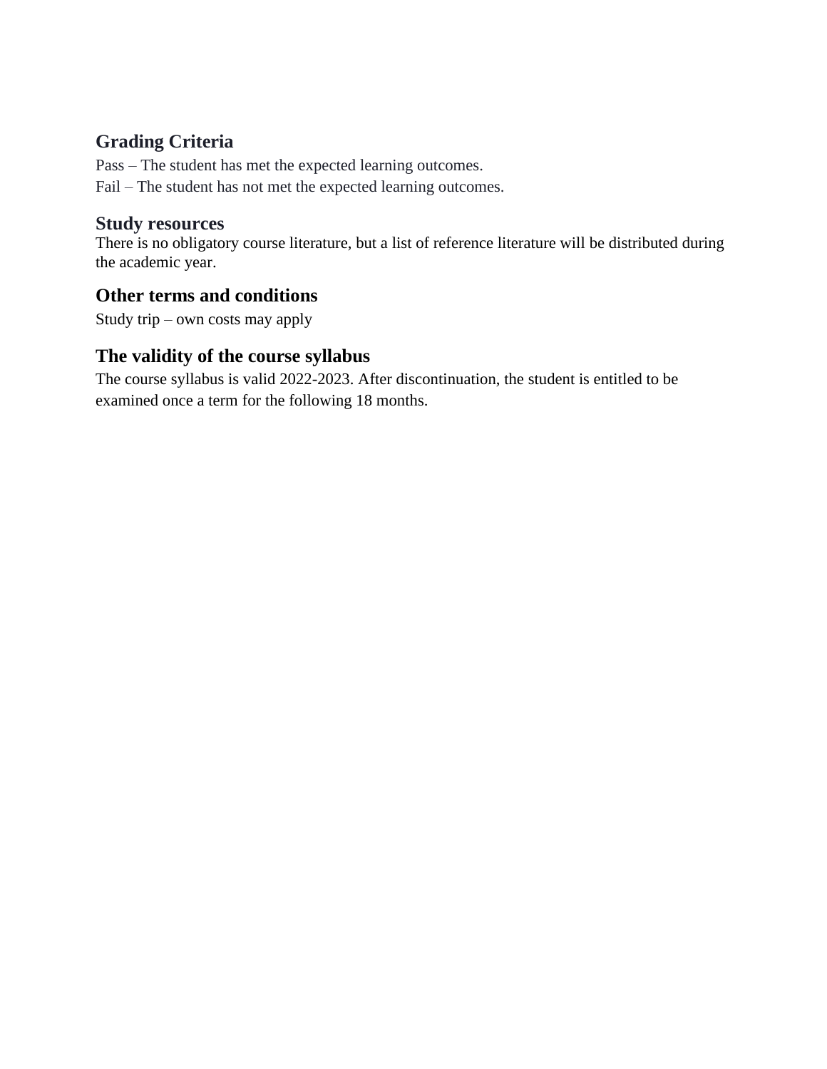## Grading Criteria

Pass – The student has met the expected learning outcomes.
Fail – The student has not met the expected learning outcomes.

## Study resources

There is no obligatory course literature, but a list of reference literature will be distributed during the academic year.

## Other terms and conditions

Study trip – own costs may apply

## The validity of the course syllabus

The course syllabus is valid 2022-2023. After discontinuation, the student is entitled to be examined once a term for the following 18 months.